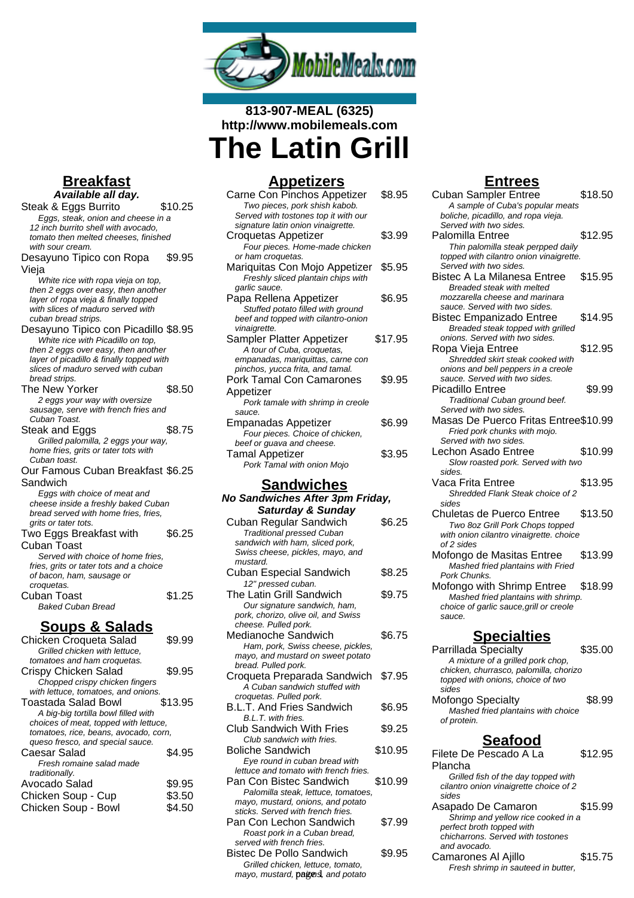813-907-MEAL (6325)
http://www.mobilemeals.com

# The Latin Grill

## Breakfast

***Available all day.***

**Steak & Eggs Burrito** $10.25
*Eggs, steak, onion and cheese in a 12 inch burrito shell with avocado, tomato then melted cheeses, finished with sour cream.*

**Desayuno Tipico con Ropa Vieja** $9.95
*White rice with ropa vieja on top, then 2 eggs over easy, then another layer of ropa vieja & finally topped with slices of maduro served with cuban bread strips.*

**Desayuno Tipico con Picadillo** $8.95
*White rice with Picadillo on top, then 2 eggs over easy, then another layer of picadillo & finally topped with slices of maduro served with cuban bread strips.*

**The New Yorker** $8.50
*2 eggs your way with oversize sausage, serve with french fries and Cuban Toast.*

**Steak and Eggs** $8.75
*Grilled palomilla, 2 eggs your way, home fries, grits or tater tots with Cuban toast.*

**Our Famous Cuban Breakfast Sandwich** $6.25
*Eggs with choice of meat and cheese inside a freshly baked Cuban bread served with home fries, fries, grits or tater tots.*

**Two Eggs Breakfast with Cuban Toast** $6.25
*Served with choice of home fries, fries, grits or tater tots and a choice of bacon, ham, sausage or croquetas.*

**Cuban Toast** $1.25
*Baked Cuban Bread*

## Soups & Salads

**Chicken Croqueta Salad** $9.99
*Grilled chicken with lettuce, tomatoes and ham croquetas.*

**Crispy Chicken Salad** $9.95
*Chopped crispy chicken fingers with lettuce, tomatoes, and onions.*

**Toastada Salad Bowl** $13.95
*A big-big tortilla bowl filled with choices of meat, topped with lettuce, tomatoes, rice, beans, avocado, corn, queso fresco, and special sauce.*

**Caesar Salad** $4.95
*Fresh romaine salad made traditionally.*

**Avocado Salad** $9.95

**Chicken Soup - Cup** $3.50

**Chicken Soup - Bowl** $4.50

## Appetizers

**Carne Con Pinchos Appetizer** $8.95
*Two pieces, pork shish kabob. Served with tostones top it with our signature latin onion vinaigrette.*

**Croquetas Appetizer** $3.99
*Four pieces. Home-made chicken or ham croquetas.*

**Mariquitas Con Mojo Appetizer** $5.95
*Freshly sliced plantain chips with garlic sauce.*

**Papa Rellena Appetizer** $6.95
*Stuffed potato filled with ground beef and topped with cilantro-onion vinaigrette.*

**Sampler Platter Appetizer** $17.95
*A tour of Cuba, croquetas, empanadas, mariquittas, carne con pinchos, yucca frita, and tamal.*

**Pork Tamal Con Camarones Appetizer** $9.95
*Pork tamale with shrimp in creole sauce.*

**Empanadas Appetizer** $6.99
*Four pieces. Choice of chicken, beef or guava and cheese.*

**Tamal Appetizer** $3.95
*Pork Tamal with onion Mojo*

## Sandwiches

***No Sandwiches After 3pm Friday, Saturday & Sunday***

**Cuban Regular Sandwich** $6.25
*Traditional pressed Cuban sandwich with ham, sliced pork, Swiss cheese, pickles, mayo, and mustard.*

**Cuban Especial Sandwich** $8.25
*12" pressed cuban.*

**The Latin Grill Sandwich** $9.75
*Our signature sandwich, ham, pork, chorizo, olive oil, and Swiss cheese. Pulled pork.*

**Medianoche Sandwich** $6.75
*Ham, pork, Swiss cheese, pickles, mayo, and mustard on sweet potato bread. Pulled pork.*

**Croqueta Preparada Sandwich** $7.95
*A Cuban sandwich stuffed with croquetas. Pulled pork.*

**B.L.T. And Fries Sandwich** $6.95
*B.L.T. with fries.*

**Club Sandwich With Fries** $9.25
*Club sandwich with fries.*

**Boliche Sandwich** $10.95
*Eye round in cuban bread with lettuce and tomato with french fries.*

**Pan Con Bistec Sandwich** $10.99
*Palomilla steak, lettuce, tomatoes, mayo, mustard, onions, and potato sticks. Served with french fries.*

**Pan Con Lechon Sandwich** $7.99
*Roast pork in a Cuban bread, served with french fries.*

**Bistec De Pollo Sandwich** $9.95
*Grilled chicken, lettuce, tomato, mayo, mustard, onions, and potato*

## Entrees

**Cuban Sampler Entree** $18.50
*A sample of Cuba's popular meats boliche, picadillo, and ropa vieja. Served with two sides.*

**Palomilla Entree** $12.95
*Thin palomilla steak perpped daily topped with cilantro onion vinaigrette. Served with two sides.*

**Bistec A La Milanesa Entree** $15.95
*Breaded steak with melted mozzarella cheese and marinara sauce. Served with two sides.*

**Bistec Empanizado Entree** $14.95
*Breaded steak topped with grilled onions. Served with two sides.*

**Ropa Vieja Entree** $12.95
*Shredded skirt steak cooked with onions and bell peppers in a creole sauce. Served with two sides.*

**Picadillo Entree** $9.99
*Traditional Cuban ground beef. Served with two sides.*

**Masas De Puerco Fritas Entree** $10.99
*Fried pork chunks with mojo. Served with two sides.*

**Lechon Asado Entree** $10.99
*Slow roasted pork. Served with two sides.*

**Vaca Frita Entree** $13.95
*Shredded Flank Steak choice of 2 sides*

**Chuletas de Puerco Entree** $13.50
*Two 8oz Grill Pork Chops topped with onion cilantro vinaigrette. choice of 2 sides*

**Mofongo de Masitas Entree** $13.99
*Mashed fried plantains with Fried Pork Chunks.*

**Mofongo with Shrimp Entree** $18.99
*Mashed fried plantains with shrimp. choice of garlic sauce,grill or creole sauce.*

## Specialties

**Parrillada Specialty** $35.00
*A mixture of a grilled pork chop, chicken, churrasco, palomilla, chorizo topped with onions, choice of two sides*

**Mofongo Specialty** $8.99
*Mashed fried plantains with choice of protein.*

## Seafood

**Filete De Pescado A La Plancha** $12.95
*Grilled fish of the day topped with cilantro onion vinaigrette choice of 2 sides*

**Asapado De Camaron** $15.99
*Shrimp and yellow rice cooked in a perfect broth topped with chicharrons. Served with tostones and avocado.*

**Camarones Al Ajillo** $15.75
*Fresh shrimp in sauteed in butter,*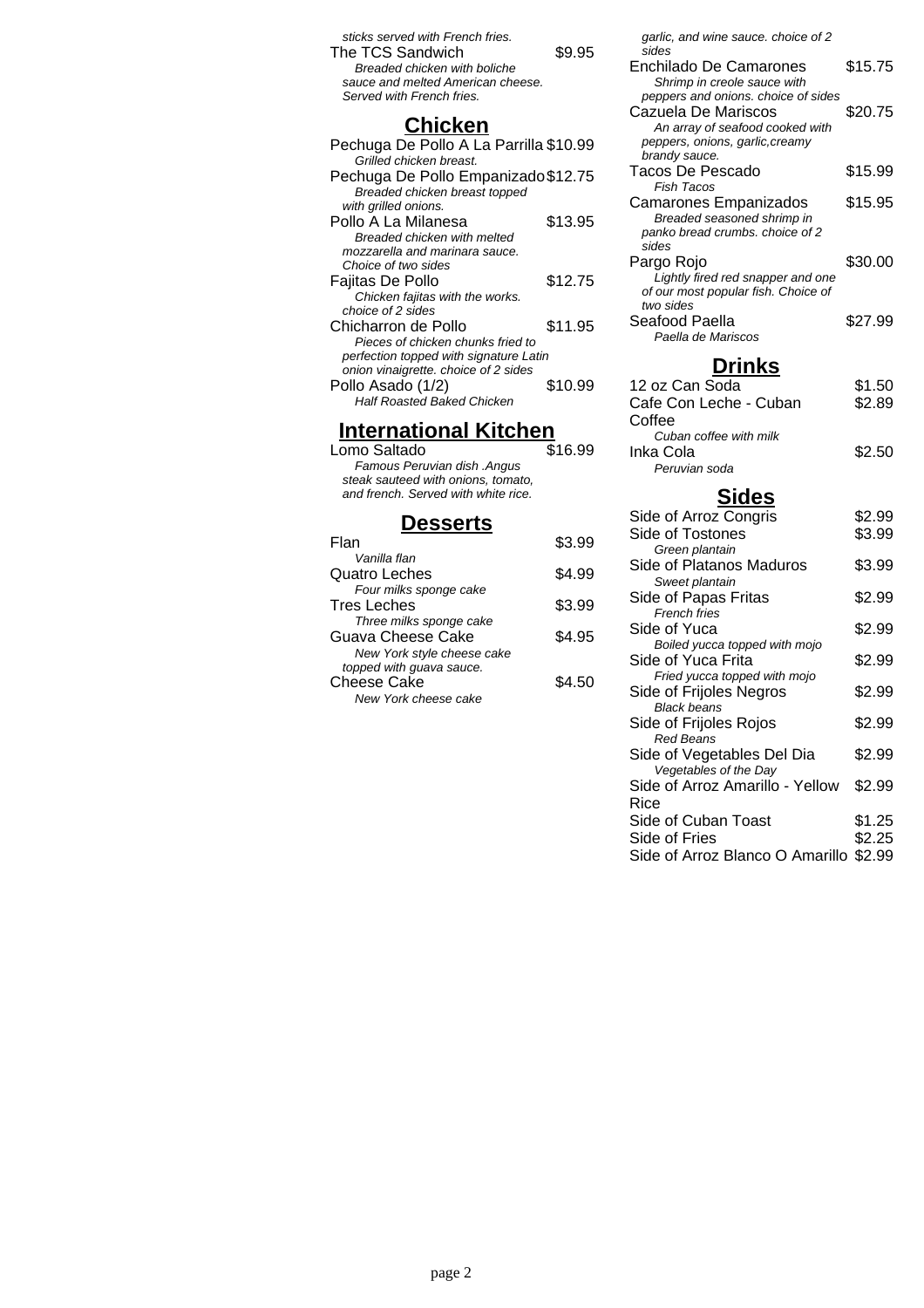*sticks served with French fries.*

The TCS Sandwich $9.95
*Breaded chicken with boliche sauce and melted American cheese. Served with French fries.*

## Chicken

Pechuga De Pollo A La Parrilla $10.99
*Grilled chicken breast.*

Pechuga De Pollo Empanizado $12.75
*Breaded chicken breast topped with grilled onions.*

Pollo A La Milanesa $13.95
*Breaded chicken with melted mozzarella and marinara sauce. Choice of two sides*

Fajitas De Pollo $12.75
*Chicken fajitas with the works. choice of 2 sides*

Chicharron de Pollo $11.95
*Pieces of chicken chunks fried to perfection topped with signature Latin onion vinaigrette. choice of 2 sides*

Pollo Asado (1/2) $10.99
*Half Roasted Baked Chicken*

## International Kitchen

Lomo Saltado $16.99
*Famous Peruvian dish .Angus steak sauteed with onions, tomato, and french. Served with white rice.*

## Desserts

Flan $3.99
*Vanilla flan*

Quatro Leches $4.99
*Four milks sponge cake*

Tres Leches $3.99
*Three milks sponge cake*

Guava Cheese Cake $4.95
*New York style cheese cake topped with guava sauce.*

Cheese Cake $4.50
*New York cheese cake*

*garlic, and wine sauce. choice of 2 sides*

Enchilado De Camarones $15.75
*Shrimp in creole sauce with peppers and onions. choice of sides*

Cazuela De Mariscos $20.75
*An array of seafood cooked with peppers, onions, garlic,creamy brandy sauce.*

Tacos De Pescado $15.99
*Fish Tacos*

Camarones Empanizados $15.95
*Breaded seasoned shrimp in panko bread crumbs. choice of 2 sides*

Pargo Rojo $30.00
*Lightly fired red snapper and one of our most popular fish. Choice of two sides*

Seafood Paella $27.99
*Paella de Mariscos*

## Drinks

12 oz Can Soda $1.50

Cafe Con Leche - Cuban Coffee $2.89
*Cuban coffee with milk*

Inka Cola $2.50
*Peruvian soda*

## Sides

Side of Arroz Congris $2.99

Side of Tostones $3.99
*Green plantain*

Side of Platanos Maduros $3.99
*Sweet plantain*

Side of Papas Fritas $2.99
*French fries*

Side of Yuca $2.99
*Boiled yucca topped with mojo*

Side of Yuca Frita $2.99
*Fried yucca topped with mojo*

Side of Frijoles Negros $2.99
*Black beans*

Side of Frijoles Rojos $2.99
*Red Beans*

Side of Vegetables Del Dia $2.99
*Vegetables of the Day*

Side of Arroz Amarillo - Yellow Rice $2.99

Side of Cuban Toast $1.25

Side of Fries $2.25

Side of Arroz Blanco O Amarillo $2.99